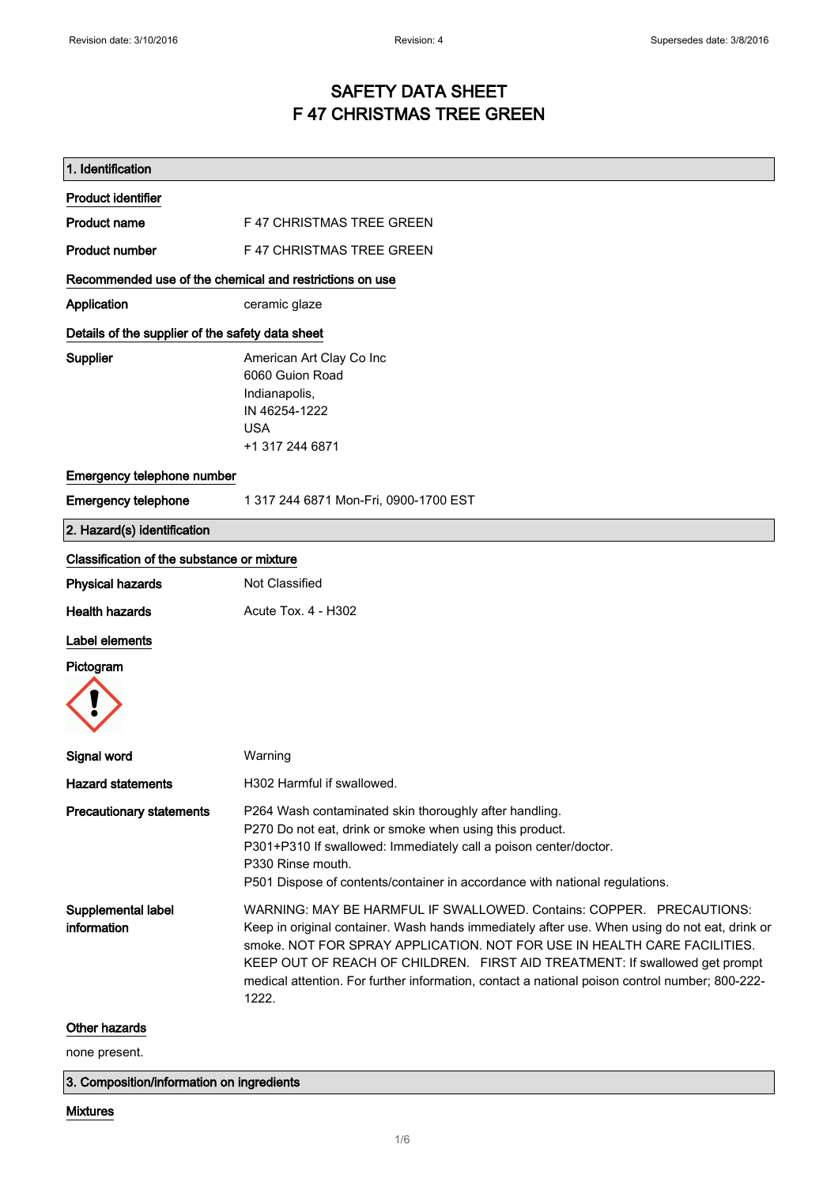# SAFETY DATA SHEET
# F 47 CHRISTMAS TREE GREEN

## 1. Identification

**Product identifier**

| | |
|---|---|
| **Product name** | F 47 CHRISTMAS TREE GREEN |
| **Product number** | F 47 CHRISTMAS TREE GREEN |

**Recommended use of the chemical and restrictions on use**

| | |
|---|---|
| **Application** | ceramic glaze |

**Details of the supplier of the safety data sheet**

| | |
|---|---|
| **Supplier** | American Art Clay Co Inc<br>6060 Guion Road<br>Indianapolis,<br>IN 46254-1222<br>USA<br>+1 317 244 6871 |

**Emergency telephone number**

| | |
|---|---|
| **Emergency telephone** | 1 317 244 6871 Mon-Fri, 0900-1700 EST |

## 2. Hazard(s) identification

**Classification of the substance or mixture**

| | |
|---|---|
| **Physical hazards** | Not Classified |
| **Health hazards** | Acute Tox. 4 - H302 |

**Label elements**

**Pictogram**

| | |
|---|---|
| **Signal word** | Warning |
| **Hazard statements** | H302 Harmful if swallowed. |
| **Precautionary statements** | P264 Wash contaminated skin thoroughly after handling.<br>P270 Do not eat, drink or smoke when using this product.<br>P301+P310 If swallowed: Immediately call a poison center/doctor.<br>P330 Rinse mouth.<br>P501 Dispose of contents/container in accordance with national regulations. |
| **Supplemental label information** | WARNING: MAY BE HARMFUL IF SWALLOWED. Contains: COPPER. PRECAUTIONS: Keep in original container. Wash hands immediately after use. When using do not eat, drink or smoke. NOT FOR SPRAY APPLICATION. NOT FOR USE IN HEALTH CARE FACILITIES. KEEP OUT OF REACH OF CHILDREN. FIRST AID TREATMENT: If swallowed get prompt medical attention. For further information, contact a national poison control number; 800-222-1222. |

**Other hazards**

none present.

## 3. Composition/information on ingredients

**Mixtures**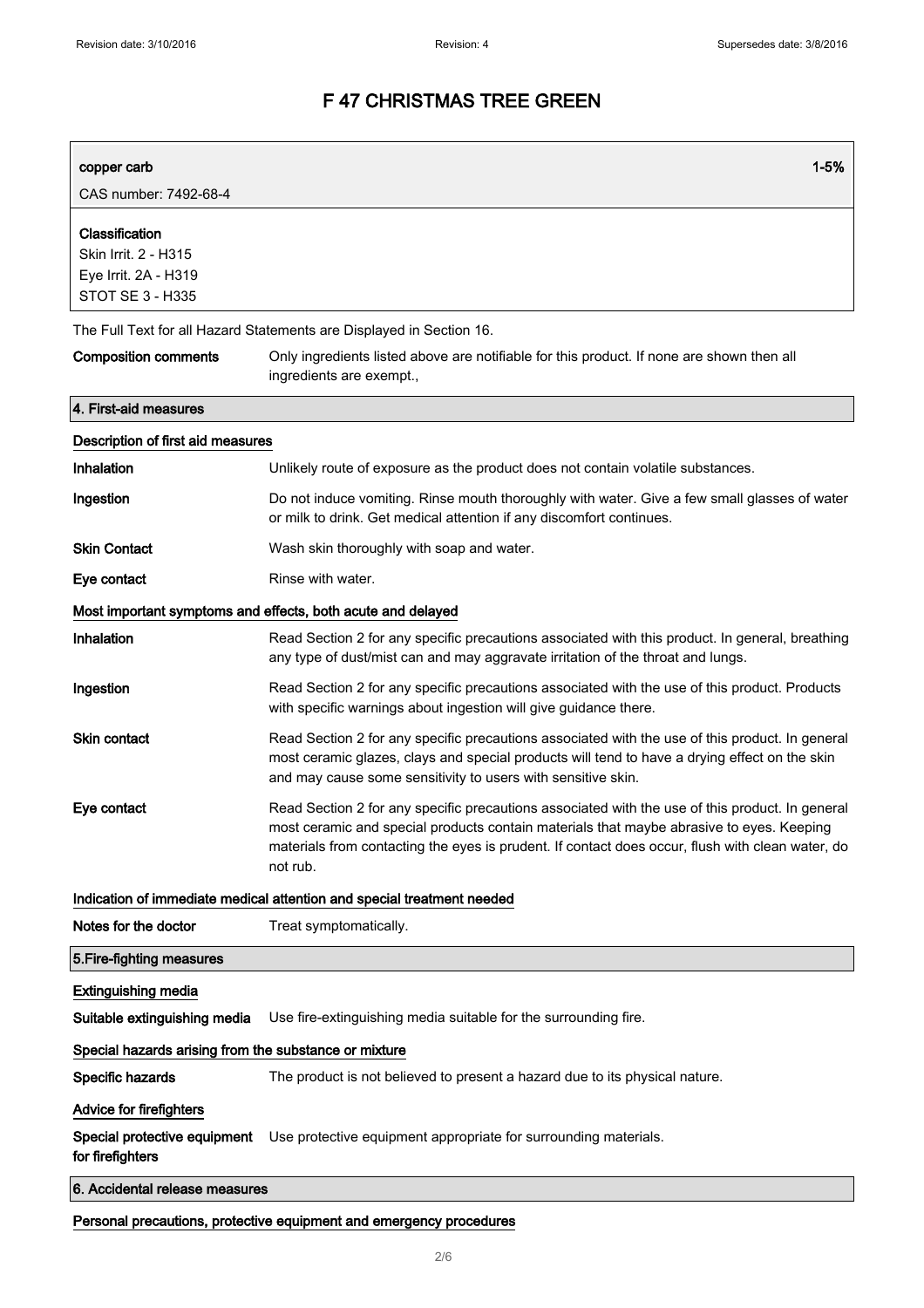# F 47 CHRISTMAS TREE GREEN

| **copper carb** | **1-5%** |
|---|---|
| CAS number: 7492-68-4 | |

**Classification**
Skin Irrit. 2 - H315
Eye Irrit. 2A - H319
STOT SE 3 - H335

The Full Text for all Hazard Statements are Displayed in Section 16.

**Composition comments** Only ingredients listed above are notifiable for this product. If none are shown then all ingredients are exempt.,

## 4. First-aid measures

### Description of first aid measures

**Inhalation** Unlikely route of exposure as the product does not contain volatile substances.

**Ingestion** Do not induce vomiting. Rinse mouth thoroughly with water. Give a few small glasses of water or milk to drink. Get medical attention if any discomfort continues.

**Skin Contact** Wash skin thoroughly with soap and water.

**Eye contact** Rinse with water.

### Most important symptoms and effects, both acute and delayed

**Inhalation** Read Section 2 for any specific precautions associated with this product. In general, breathing any type of dust/mist can and may aggravate irritation of the throat and lungs.

**Ingestion** Read Section 2 for any specific precautions associated with the use of this product. Products with specific warnings about ingestion will give guidance there.

**Skin contact** Read Section 2 for any specific precautions associated with the use of this product. In general most ceramic glazes, clays and special products will tend to have a drying effect on the skin and may cause some sensitivity to users with sensitive skin.

**Eye contact** Read Section 2 for any specific precautions associated with the use of this product. In general most ceramic and special products contain materials that maybe abrasive to eyes. Keeping materials from contacting the eyes is prudent. If contact does occur, flush with clean water, do not rub.

### Indication of immediate medical attention and special treatment needed

**Notes for the doctor** Treat symptomatically.

## 5.Fire-fighting measures

### Extinguishing media

**Suitable extinguishing media** Use fire-extinguishing media suitable for the surrounding fire.

### Special hazards arising from the substance or mixture

**Specific hazards** The product is not believed to present a hazard due to its physical nature.

### Advice for firefighters

**Special protective equipment for firefighters** Use protective equipment appropriate for surrounding materials.

## 6. Accidental release measures

### Personal precautions, protective equipment and emergency procedures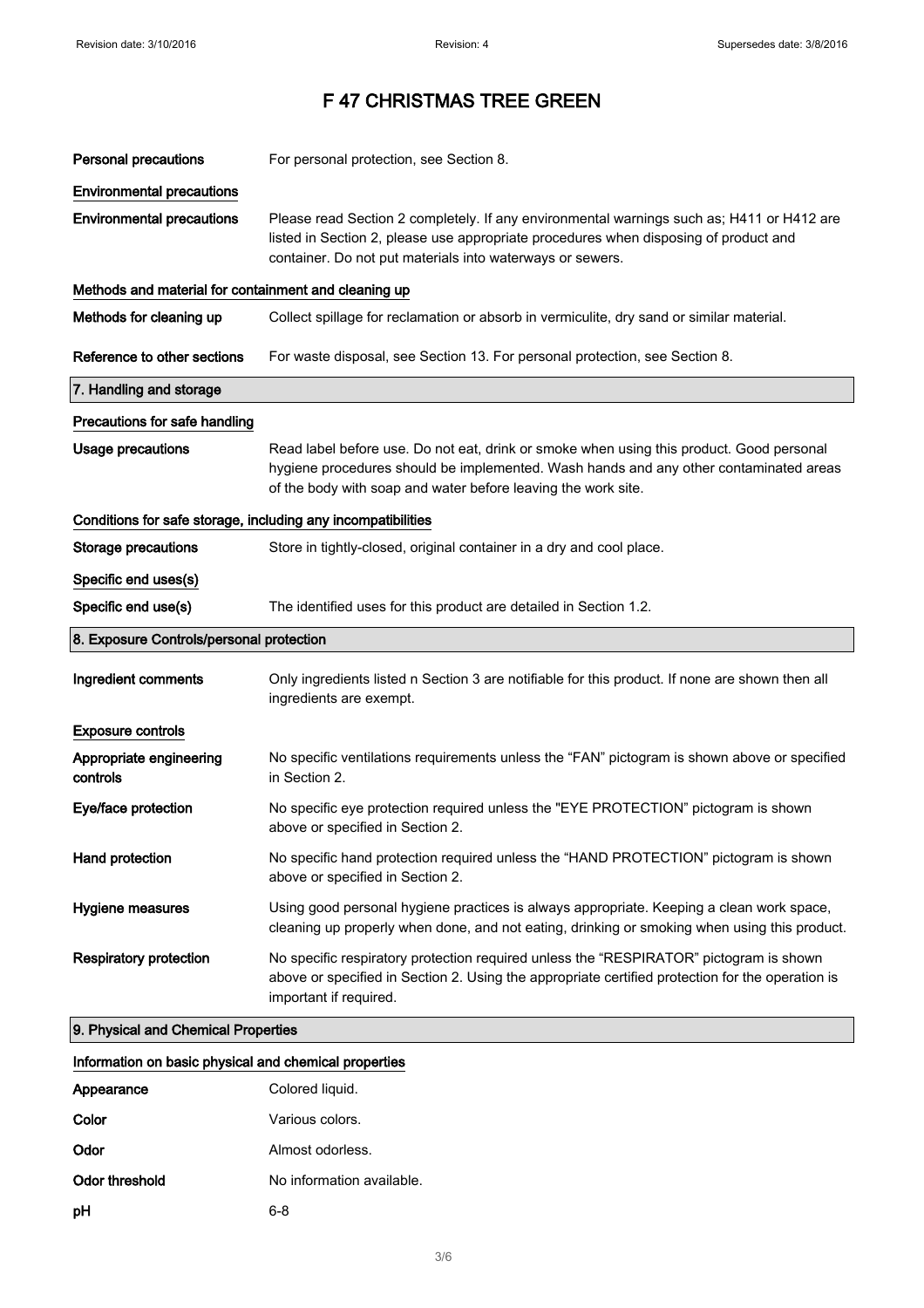# F 47 CHRISTMAS TREE GREEN

| | |
|---|---|
| **Personal precautions** | For personal protection, see Section 8. |

**Environmental precautions**

| | |
|---|---|
| **Environmental precautions** | Please read Section 2 completely. If any environmental warnings such as; H411 or H412 are listed in Section 2, please use appropriate procedures when disposing of product and container. Do not put materials into waterways or sewers. |

**Methods and material for containment and cleaning up**

| | |
|---|---|
| **Methods for cleaning up** | Collect spillage for reclamation or absorb in vermiculite, dry sand or similar material. |
| **Reference to other sections** | For waste disposal, see Section 13. For personal protection, see Section 8. |

## 7. Handling and storage

**Precautions for safe handling**

| | |
|---|---|
| **Usage precautions** | Read label before use. Do not eat, drink or smoke when using this product. Good personal hygiene procedures should be implemented. Wash hands and any other contaminated areas of the body with soap and water before leaving the work site. |

**Conditions for safe storage, including any incompatibilities**

| | |
|---|---|
| **Storage precautions** | Store in tightly-closed, original container in a dry and cool place. |

**Specific end uses(s)**

| | |
|---|---|
| **Specific end use(s)** | The identified uses for this product are detailed in Section 1.2. |

## 8. Exposure Controls/personal protection

| | |
|---|---|
| **Ingredient comments** | Only ingredients listed n Section 3 are notifiable for this product. If none are shown then all ingredients are exempt. |

**Exposure controls**

| | |
|---|---|
| **Appropriate engineering controls** | No specific ventilations requirements unless the “FAN” pictogram is shown above or specified in Section 2. |
| **Eye/face protection** | No specific eye protection required unless the "EYE PROTECTION" pictogram is shown above or specified in Section 2. |
| **Hand protection** | No specific hand protection required unless the “HAND PROTECTION” pictogram is shown above or specified in Section 2. |
| **Hygiene measures** | Using good personal hygiene practices is always appropriate. Keeping a clean work space, cleaning up properly when done, and not eating, drinking or smoking when using this product. |
| **Respiratory protection** | No specific respiratory protection required unless the “RESPIRATOR” pictogram is shown above or specified in Section 2. Using the appropriate certified protection for the operation is important if required. |

## 9. Physical and Chemical Properties

**Information on basic physical and chemical properties**

| | |
|---|---|
| **Appearance** | Colored liquid. |
| **Color** | Various colors. |
| **Odor** | Almost odorless. |
| **Odor threshold** | No information available. |
| **pH** | 6-8 |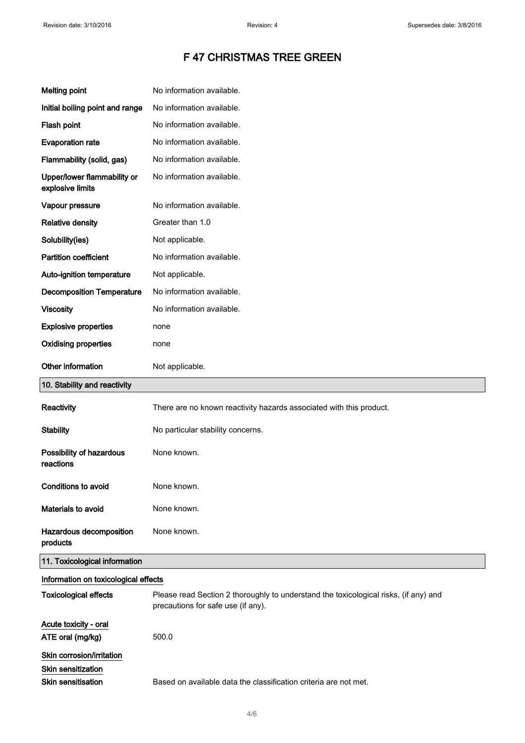# F 47 CHRISTMAS TREE GREEN

| | |
|---|---|
| **Melting point** | No information available. |
| **Initial boiling point and range** | No information available. |
| **Flash point** | No information available. |
| **Evaporation rate** | No information available. |
| **Flammability (solid, gas)** | No information available. |
| **Upper/lower flammability or explosive limits** | No information available. |
| **Vapour pressure** | No information available. |
| **Relative density** | Greater than 1.0 |
| **Solubility(ies)** | Not applicable. |
| **Partition coefficient** | No information available. |
| **Auto-ignition temperature** | Not applicable. |
| **Decomposition Temperature** | No information available. |
| **Viscosity** | No information available. |
| **Explosive properties** | none |
| **Oxidising properties** | none |
| **Other information** | Not applicable. |

## 10. Stability and reactivity

| | |
|---|---|
| **Reactivity** | There are no known reactivity hazards associated with this product. |
| **Stability** | No particular stability concerns. |
| **Possibility of hazardous reactions** | None known. |
| **Conditions to avoid** | None known. |
| **Materials to avoid** | None known. |
| **Hazardous decomposition products** | None known. |

## 11. Toxicological information

### Information on toxicological effects

| | |
|---|---|
| **Toxicological effects** | Please read Section 2 thoroughly to understand the toxicological risks, (if any) and precautions for safe use (if any). |

**Acute toxicity - oral**

| | |
|---|---|
| **ATE oral (mg/kg)** | 500.0 |

**Skin corrosion/irritation**

**Skin sensitization**

| | |
|---|---|
| **Skin sensitisation** | Based on available data the classification criteria are not met. |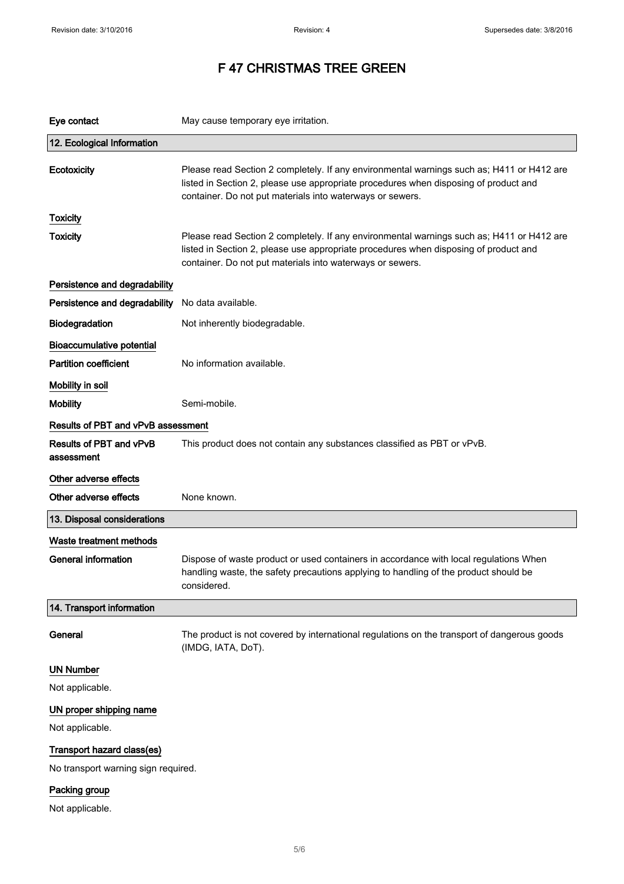| | |
|---|---|
| **Eye contact** | May cause temporary eye irritation. |

## 12. Ecological Information

| | |
|---|---|
| **Ecotoxicity** | Please read Section 2 completely. If any environmental warnings such as; H411 or H412 are listed in Section 2, please use appropriate procedures when disposing of product and container. Do not put materials into waterways or sewers. |

### Toxicity

| | |
|---|---|
| **Toxicity** | Please read Section 2 completely. If any environmental warnings such as; H411 or H412 are listed in Section 2, please use appropriate procedures when disposing of product and container. Do not put materials into waterways or sewers. |

### Persistence and degradability

| | |
|---|---|
| **Persistence and degradability** | No data available. |
| **Biodegradation** | Not inherently biodegradable. |

### Bioaccumulative potential

| | |
|---|---|
| **Partition coefficient** | No information available. |

### Mobility in soil

| | |
|---|---|
| **Mobility** | Semi-mobile. |

### Results of PBT and vPvB assessment

| | |
|---|---|
| **Results of PBT and vPvB assessment** | This product does not contain any substances classified as PBT or vPvB. |

### Other adverse effects

| | |
|---|---|
| **Other adverse effects** | None known. |

## 13. Disposal considerations

### Waste treatment methods

| | |
|---|---|
| **General information** | Dispose of waste product or used containers in accordance with local regulations When handling waste, the safety precautions applying to handling of the product should be considered. |

## 14. Transport information

| | |
|---|---|
| **General** | The product is not covered by international regulations on the transport of dangerous goods (IMDG, IATA, DoT). |

### UN Number

Not applicable.

### UN proper shipping name

Not applicable.

### Transport hazard class(es)

No transport warning sign required.

### Packing group

Not applicable.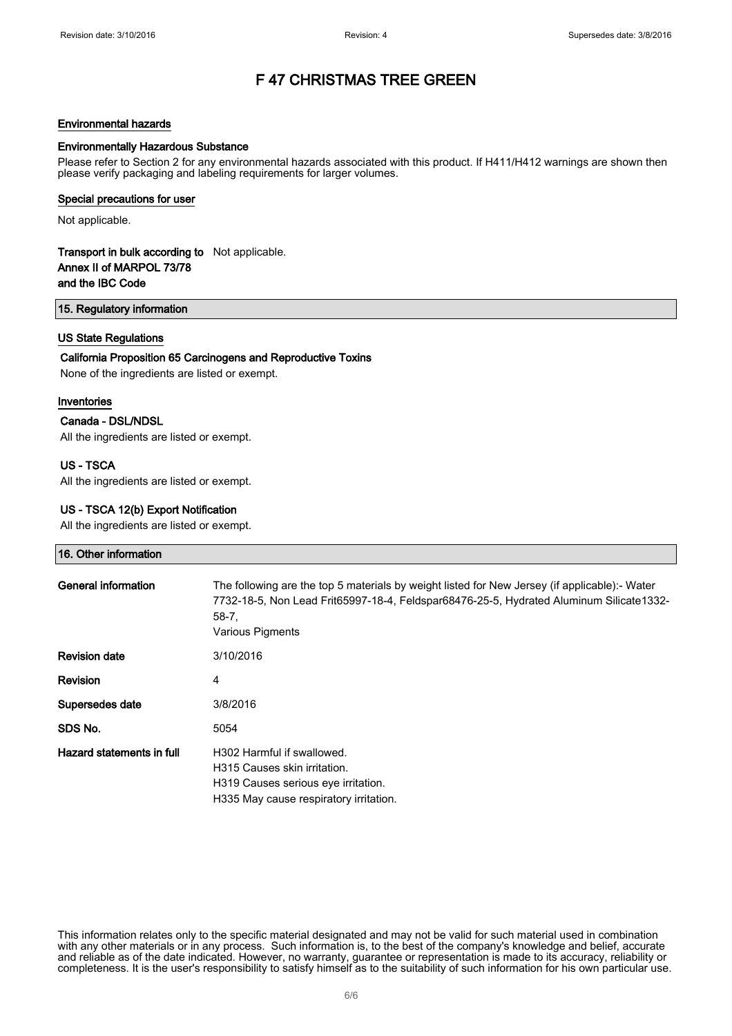# F 47 CHRISTMAS TREE GREEN

### Environmental hazards

**Environmentally Hazardous Substance**

Please refer to Section 2 for any environmental hazards associated with this product. If H411/H412 warnings are shown then please verify packaging and labeling requirements for larger volumes.

### Special precautions for user

Not applicable.

**Transport in bulk according to Annex II of MARPOL 73/78 and the IBC Code** Not applicable.

## 15. Regulatory information

### US State Regulations

**California Proposition 65 Carcinogens and Reproductive Toxins**

None of the ingredients are listed or exempt.

### Inventories

**Canada - DSL/NDSL**

All the ingredients are listed or exempt.

**US - TSCA**

All the ingredients are listed or exempt.

**US - TSCA 12(b) Export Notification**

All the ingredients are listed or exempt.

## 16. Other information

| | |
|---|---|
| **General information** | The following are the top 5 materials by weight listed for New Jersey (if applicable):- Water 7732-18-5, Non Lead Frit65997-18-4, Feldspar68476-25-5, Hydrated Aluminum Silicate1332-58-7, Various Pigments |
| **Revision date** | 3/10/2016 |
| **Revision** | 4 |
| **Supersedes date** | 3/8/2016 |
| **SDS No.** | 5054 |
| **Hazard statements in full** | H302 Harmful if swallowed.<br>H315 Causes skin irritation.<br>H319 Causes serious eye irritation.<br>H335 May cause respiratory irritation. |

This information relates only to the specific material designated and may not be valid for such material used in combination with any other materials or in any process. Such information is, to the best of the company's knowledge and belief, accurate and reliable as of the date indicated. However, no warranty, guarantee or representation is made to its accuracy, reliability or completeness. It is the user's responsibility to satisfy himself as to the suitability of such information for his own particular use.